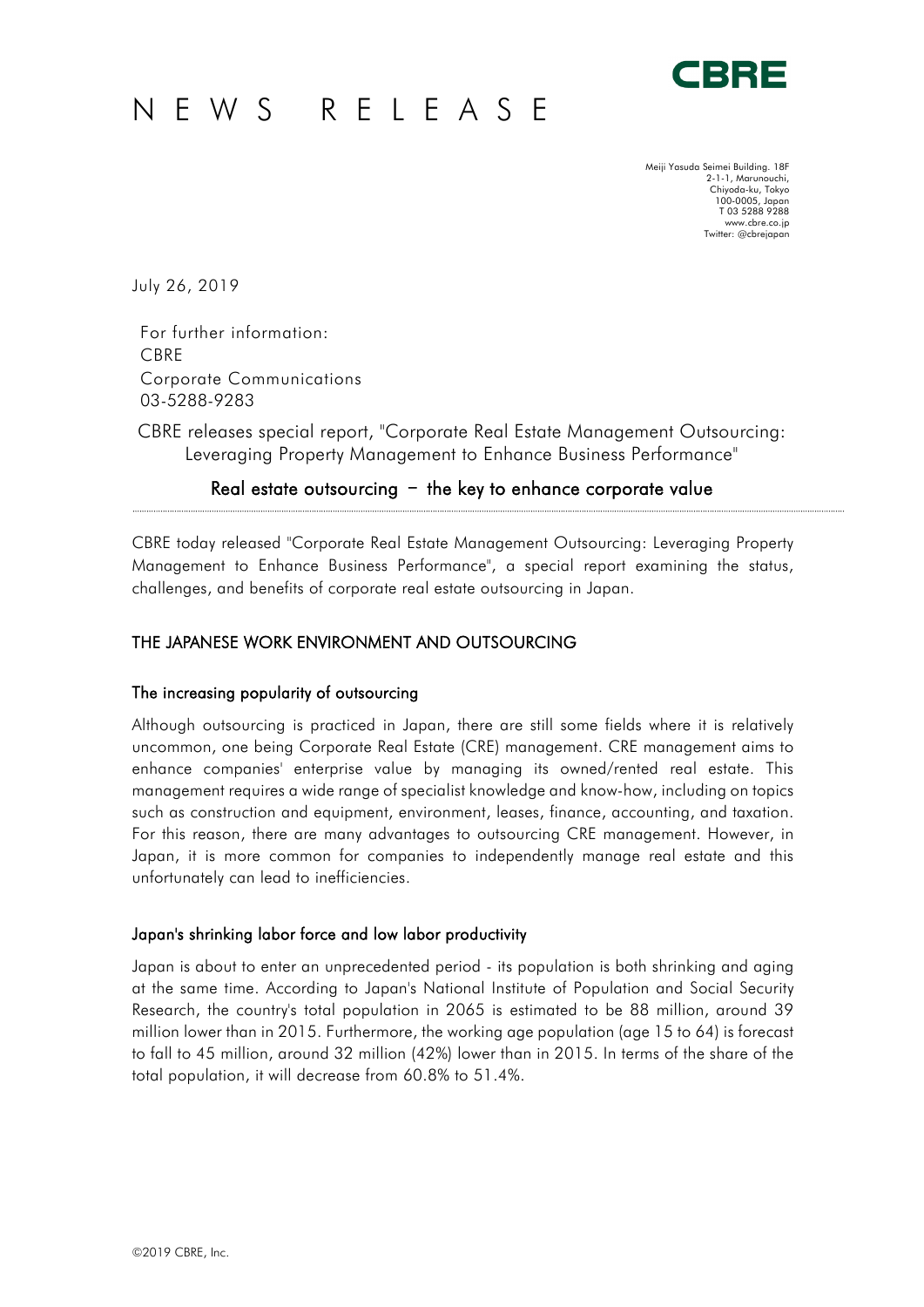# NEWS RELEASE

Meiji Yasuda Seimei Building. 18F
2-1-1, Marunouchi,
Chiyoda-ku, Tokyo
100-0005, Japan
T 03 5288 9288
www.cbre.co.jp
Twitter: @cbrejapan

July 26, 2019

For further information:
CBRE
Corporate Communications
03-5288-9283

CBRE releases special report, "Corporate Real Estate Management Outsourcing: Leveraging Property Management to Enhance Business Performance"

## Real estate outsourcing – the key to enhance corporate value

CBRE today released "Corporate Real Estate Management Outsourcing: Leveraging Property Management to Enhance Business Performance", a special report examining the status, challenges, and benefits of corporate real estate outsourcing in Japan.

## THE JAPANESE WORK ENVIRONMENT AND OUTSOURCING

### The increasing popularity of outsourcing

Although outsourcing is practiced in Japan, there are still some fields where it is relatively uncommon, one being Corporate Real Estate (CRE) management. CRE management aims to enhance companies' enterprise value by managing its owned/rented real estate. This management requires a wide range of specialist knowledge and know-how, including on topics such as construction and equipment, environment, leases, finance, accounting, and taxation. For this reason, there are many advantages to outsourcing CRE management. However, in Japan, it is more common for companies to independently manage real estate and this unfortunately can lead to inefficiencies.

### Japan's shrinking labor force and low labor productivity

Japan is about to enter an unprecedented period - its population is both shrinking and aging at the same time. According to Japan's National Institute of Population and Social Security Research, the country's total population in 2065 is estimated to be 88 million, around 39 million lower than in 2015. Furthermore, the working age population (age 15 to 64) is forecast to fall to 45 million, around 32 million (42%) lower than in 2015. In terms of the share of the total population, it will decrease from 60.8% to 51.4%.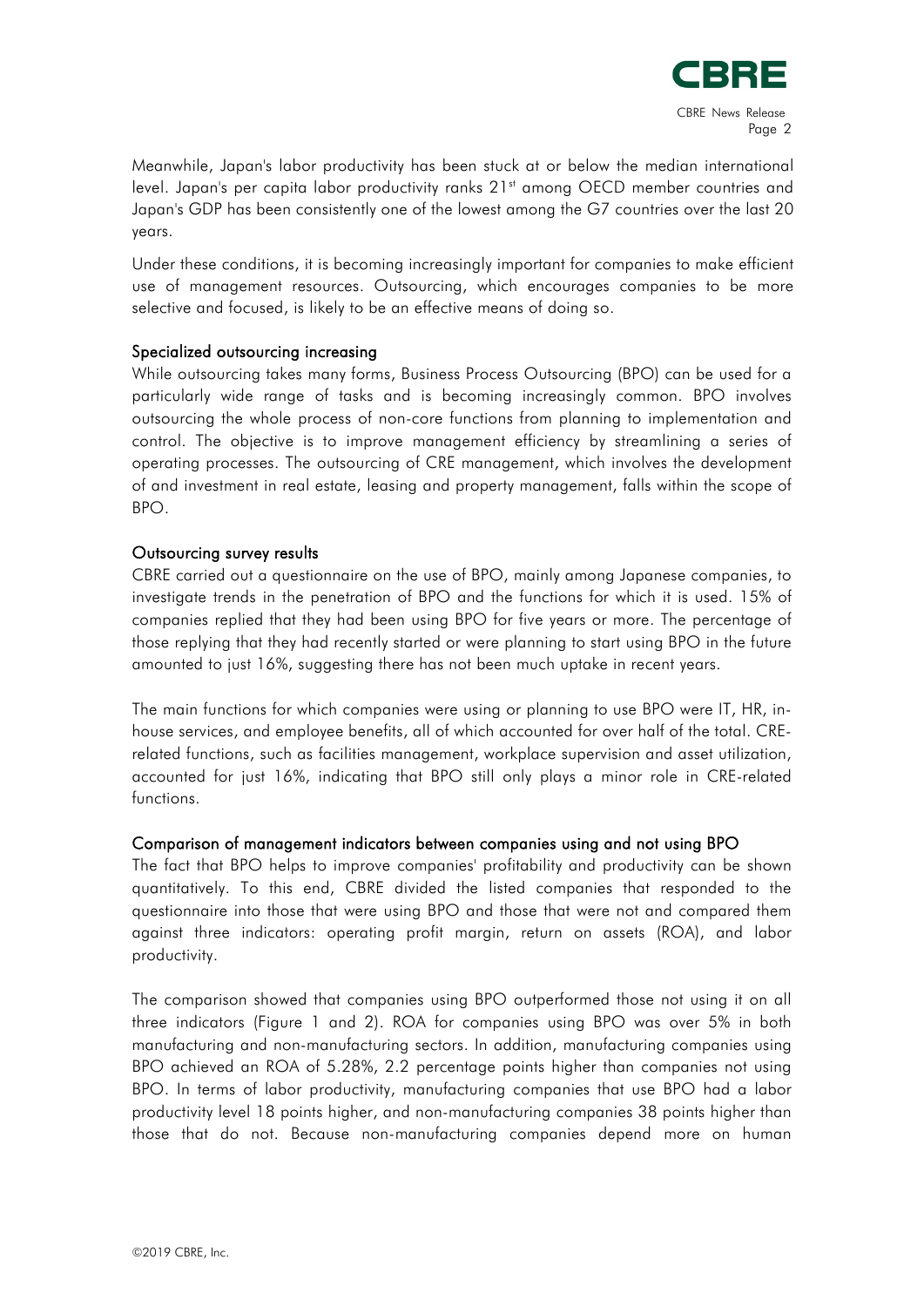Meanwhile, Japan's labor productivity has been stuck at or below the median international level. Japan's per capita labor productivity ranks 21st among OECD member countries and Japan's GDP has been consistently one of the lowest among the G7 countries over the last 20 years.

Under these conditions, it is becoming increasingly important for companies to make efficient use of management resources. Outsourcing, which encourages companies to be more selective and focused, is likely to be an effective means of doing so.

## Specialized outsourcing increasing

While outsourcing takes many forms, Business Process Outsourcing (BPO) can be used for a particularly wide range of tasks and is becoming increasingly common. BPO involves outsourcing the whole process of non-core functions from planning to implementation and control. The objective is to improve management efficiency by streamlining a series of operating processes. The outsourcing of CRE management, which involves the development of and investment in real estate, leasing and property management, falls within the scope of BPO.

## Outsourcing survey results

CBRE carried out a questionnaire on the use of BPO, mainly among Japanese companies, to investigate trends in the penetration of BPO and the functions for which it is used. 15% of companies replied that they had been using BPO for five years or more. The percentage of those replying that they had recently started or were planning to start using BPO in the future amounted to just 16%, suggesting there has not been much uptake in recent years.

The main functions for which companies were using or planning to use BPO were IT, HR, in-house services, and employee benefits, all of which accounted for over half of the total. CRE-related functions, such as facilities management, workplace supervision and asset utilization, accounted for just 16%, indicating that BPO still only plays a minor role in CRE-related functions.

## Comparison of management indicators between companies using and not using BPO

The fact that BPO helps to improve companies' profitability and productivity can be shown quantitatively. To this end, CBRE divided the listed companies that responded to the questionnaire into those that were using BPO and those that were not and compared them against three indicators: operating profit margin, return on assets (ROA), and labor productivity.

The comparison showed that companies using BPO outperformed those not using it on all three indicators (Figure 1 and 2). ROA for companies using BPO was over 5% in both manufacturing and non-manufacturing sectors. In addition, manufacturing companies using BPO achieved an ROA of 5.28%, 2.2 percentage points higher than companies not using BPO. In terms of labor productivity, manufacturing companies that use BPO had a labor productivity level 18 points higher, and non-manufacturing companies 38 points higher than those that do not. Because non-manufacturing companies depend more on human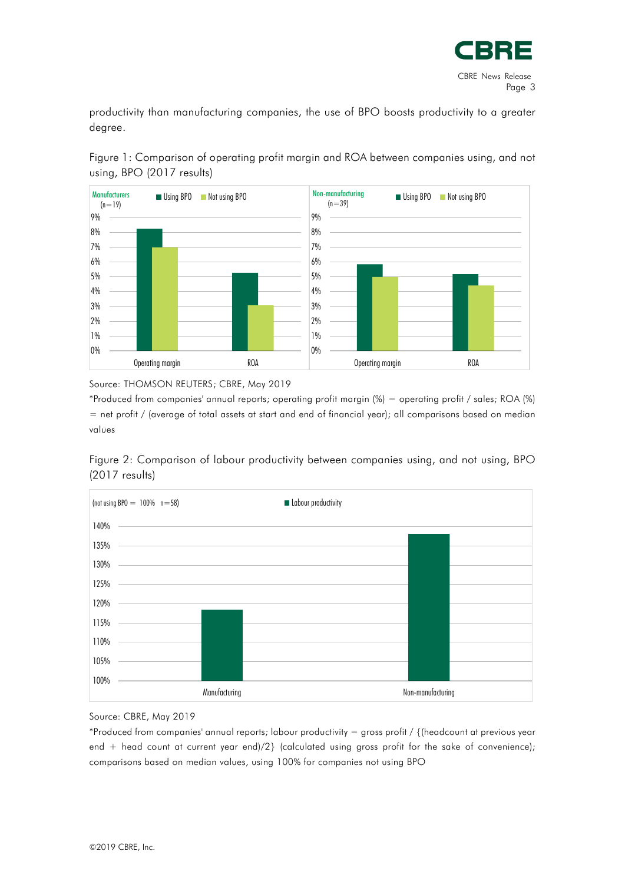productivity than manufacturing companies, the use of BPO boosts productivity to a greater degree.

Figure 1: Comparison of operating profit margin and ROA between companies using, and not using, BPO (2017 results)

Source: THOMSON REUTERS; CBRE, May 2019

*Produced from companies' annual reports; operating profit margin (%) = operating profit / sales; ROA (%) = net profit / (average of total assets at start and end of financial year); all comparisons based on median values

Figure 2: Comparison of labour productivity between companies using, and not using, BPO (2017 results)

Source: CBRE, May 2019

*Produced from companies' annual reports; labour productivity = gross profit / {(headcount at previous year end + head count at current year end)/2} (calculated using gross profit for the sake of convenience); comparisons based on median values, using 100% for companies not using BPO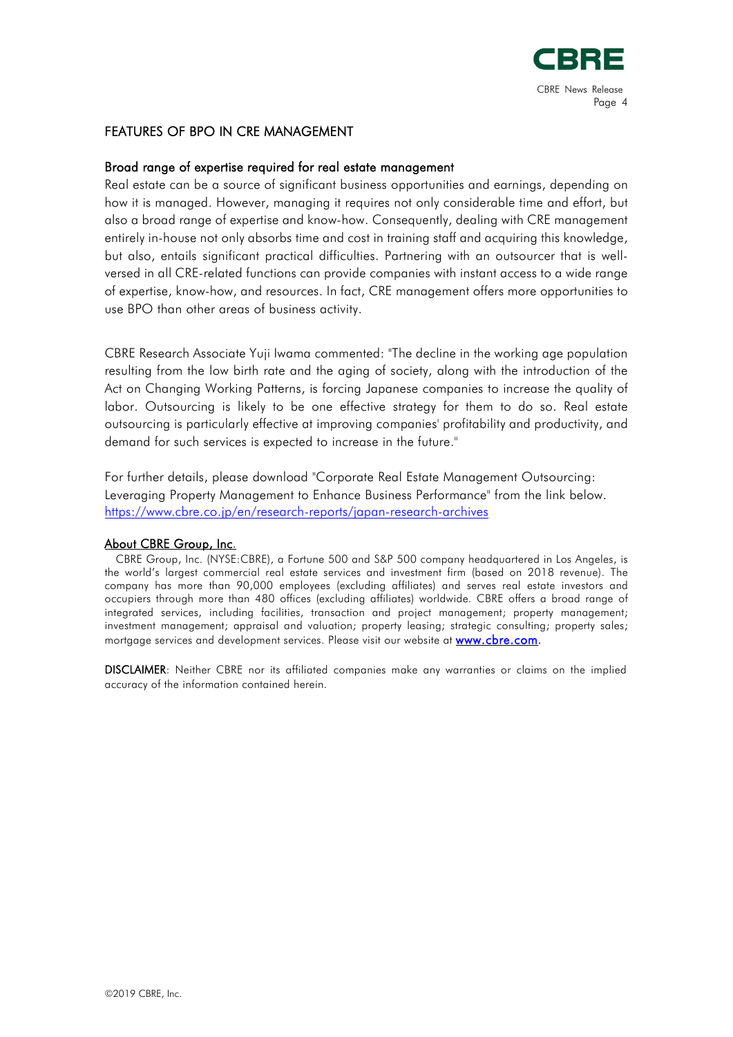## FEATURES OF BPO IN CRE MANAGEMENT

### Broad range of expertise required for real estate management

Real estate can be a source of significant business opportunities and earnings, depending on how it is managed. However, managing it requires not only considerable time and effort, but also a broad range of expertise and know-how. Consequently, dealing with CRE management entirely in-house not only absorbs time and cost in training staff and acquiring this knowledge, but also, entails significant practical difficulties. Partnering with an outsourcer that is well-versed in all CRE-related functions can provide companies with instant access to a wide range of expertise, know-how, and resources. In fact, CRE management offers more opportunities to use BPO than other areas of business activity.

CBRE Research Associate Yuji Iwama commented: "The decline in the working age population resulting from the low birth rate and the aging of society, along with the introduction of the Act on Changing Working Patterns, is forcing Japanese companies to increase the quality of labor. Outsourcing is likely to be one effective strategy for them to do so. Real estate outsourcing is particularly effective at improving companies' profitability and productivity, and demand for such services is expected to increase in the future."

For further details, please download "Corporate Real Estate Management Outsourcing: Leveraging Property Management to Enhance Business Performance" from the link below.
https://www.cbre.co.jp/en/research-reports/japan-research-archives

### About CBRE Group, Inc.

CBRE Group, Inc. (NYSE:CBRE), a Fortune 500 and S&P 500 company headquartered in Los Angeles, is the world's largest commercial real estate services and investment firm (based on 2018 revenue). The company has more than 90,000 employees (excluding affiliates) and serves real estate investors and occupiers through more than 480 offices (excluding affiliates) worldwide. CBRE offers a broad range of integrated services, including facilities, transaction and project management; property management; investment management; appraisal and valuation; property leasing; strategic consulting; property sales; mortgage services and development services. Please visit our website at www.cbre.com.

**DISCLAIMER**: Neither CBRE nor its affiliated companies make any warranties or claims on the implied accuracy of the information contained herein.

©2019 CBRE, Inc.